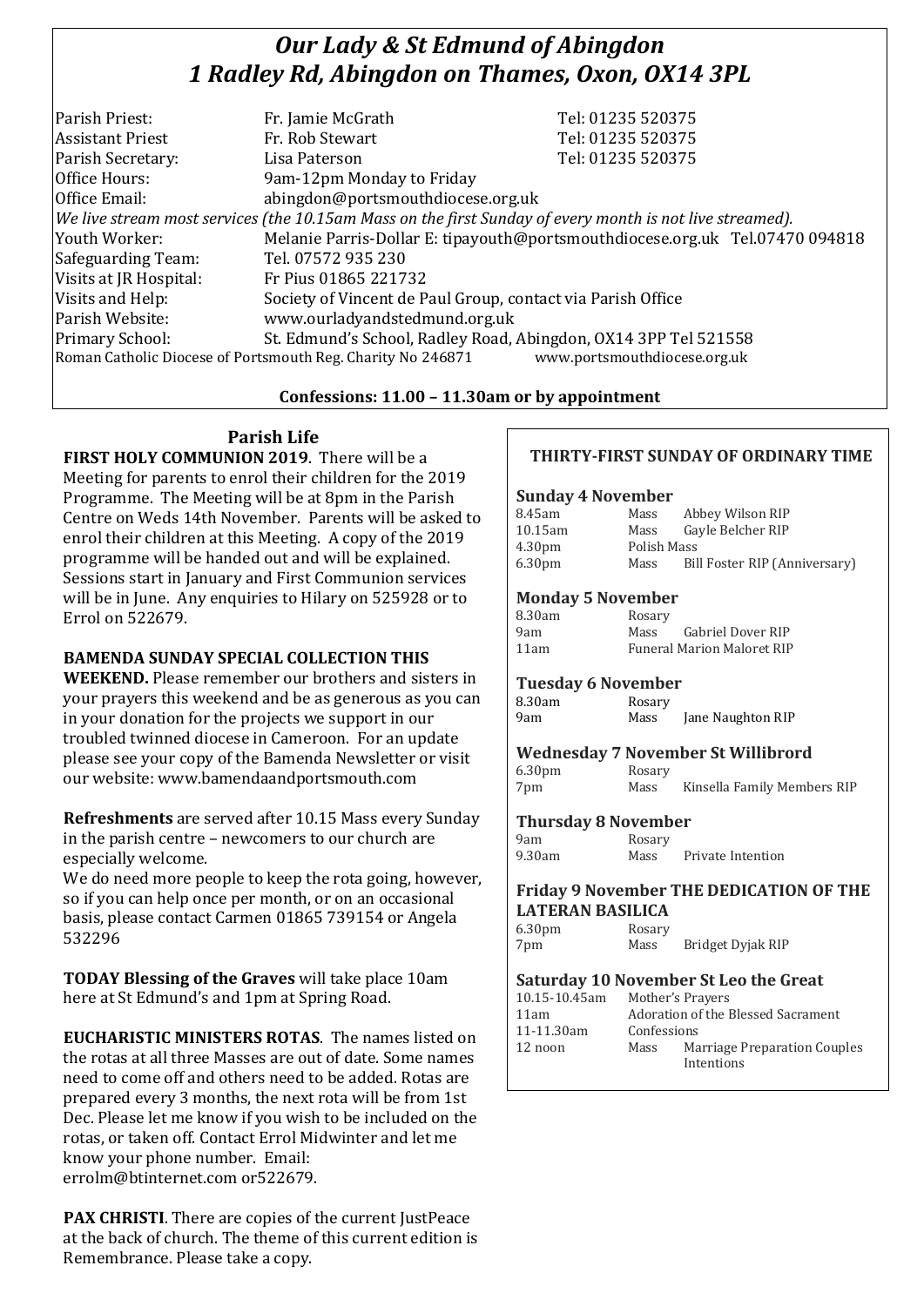# *Our Lady & St Edmund of Abingdon*
# *1 Radley Rd, Abingdon on Thames, Oxon, OX14 3PL*

| | | |
|---|---|---|
| Parish Priest: | Fr. Jamie McGrath | Tel: 01235 520375 |
| Assistant Priest | Fr. Rob Stewart | Tel: 01235 520375 |
| Parish Secretary: | Lisa Paterson | Tel: 01235 520375 |
| Office Hours: | 9am-12pm Monday to Friday | |
| Office Email: | abingdon@portsmouthdiocese.org.uk | |

*We live stream most services (the 10.15am Mass on the first Sunday of every month is not live streamed).*

| | |
|---|---|
| Youth Worker: | Melanie Parris-Dollar E: tipayouth@portsmouthdiocese.org.uk Tel.07470 094818 |
| Safeguarding Team: | Tel. 07572 935 230 |
| Visits at JR Hospital: | Fr Pius 01865 221732 |
| Visits and Help: | Society of Vincent de Paul Group, contact via Parish Office |
| Parish Website: | www.ourladyandstedmund.org.uk |
| Primary School: | St. Edmund's School, Radley Road, Abingdon, OX14 3PP Tel 521558 |

Roman Catholic Diocese of Portsmouth Reg. Charity No 246871 www.portsmouthdiocese.org.uk

**Confessions: 11.00 – 11.30am or by appointment**

## Parish Life

**FIRST HOLY COMMUNION 2019**. There will be a Meeting for parents to enrol their children for the 2019 Programme. The Meeting will be at 8pm in the Parish Centre on Weds 14th November. Parents will be asked to enrol their children at this Meeting. A copy of the 2019 programme will be handed out and will be explained. Sessions start in January and First Communion services will be in June. Any enquiries to Hilary on 525928 or to Errol on 522679.

**BAMENDA SUNDAY SPECIAL COLLECTION THIS WEEKEND.** Please remember our brothers and sisters in your prayers this weekend and be as generous as you can in your donation for the projects we support in our troubled twinned diocese in Cameroon. For an update please see your copy of the Bamenda Newsletter or visit our website: www.bamendaandportsmouth.com

**Refreshments** are served after 10.15 Mass every Sunday in the parish centre – newcomers to our church are especially welcome.

We do need more people to keep the rota going, however, so if you can help once per month, or on an occasional basis, please contact Carmen 01865 739154 or Angela 532296

**TODAY Blessing of the Graves** will take place 10am here at St Edmund's and 1pm at Spring Road.

**EUCHARISTIC MINISTERS ROTAS**. The names listed on the rotas at all three Masses are out of date. Some names need to come off and others need to be added. Rotas are prepared every 3 months, the next rota will be from 1st Dec. Please let me know if you wish to be included on the rotas, or taken off. Contact Errol Midwinter and let me know your phone number. Email: errolm@btinternet.com or522679.

**PAX CHRISTI**. There are copies of the current JustPeace at the back of church. The theme of this current edition is Remembrance. Please take a copy.

## THIRTY-FIRST SUNDAY OF ORDINARY TIME

### Sunday 4 November

| | | |
|---|---|---|
| 8.45am | Mass | Abbey Wilson RIP |
| 10.15am | Mass | Gayle Belcher RIP |
| 4.30pm | Polish Mass | |
| 6.30pm | Mass | Bill Foster RIP (Anniversary) |

### Monday 5 November

| | | |
|---|---|---|
| 8.30am | Rosary | |
| 9am | Mass | Gabriel Dover RIP |
| 11am | Funeral Marion Maloret RIP | |

### Tuesday 6 November

| | | |
|---|---|---|
| 8.30am | Rosary | |
| 9am | Mass | Jane Naughton RIP |

### Wednesday 7 November St Willibrord

| | | |
|---|---|---|
| 6.30pm | Rosary | |
| 7pm | Mass | Kinsella Family Members RIP |

### Thursday 8 November

| | | |
|---|---|---|
| 9am | Rosary | |
| 9.30am | Mass | Private Intention |

### Friday 9 November THE DEDICATION OF THE LATERAN BASILICA

| | | |
|---|---|---|
| 6.30pm | Rosary | |
| 7pm | Mass | Bridget Dyjak RIP |

### Saturday 10 November St Leo the Great

| | | |
|---|---|---|
| 10.15-10.45am | Mother's Prayers | |
| 11am | Adoration of the Blessed Sacrament | |
| 11-11.30am | Confessions | |
| 12 noon | Mass | Marriage Preparation Couples Intentions |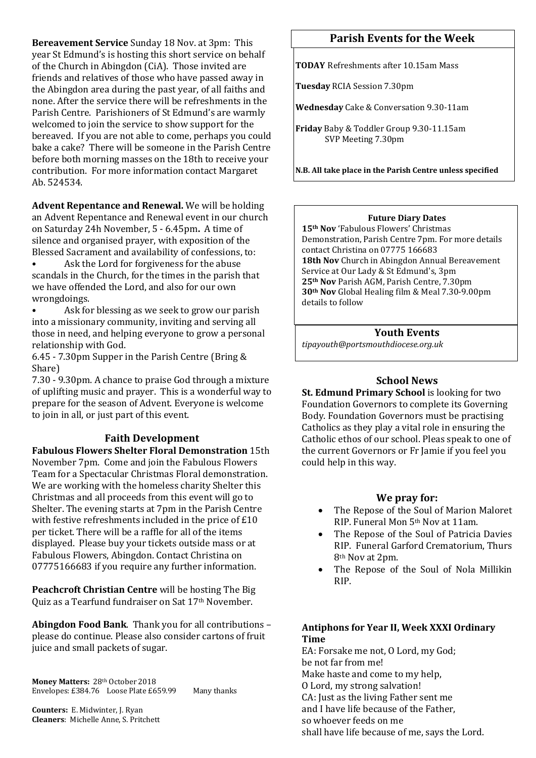**Bereavement Service** Sunday 18 Nov. at 3pm: This year St Edmund's is hosting this short service on behalf of the Church in Abingdon (CiA). Those invited are friends and relatives of those who have passed away in the Abingdon area during the past year, of all faiths and none. After the service there will be refreshments in the Parish Centre. Parishioners of St Edmund's are warmly welcomed to join the service to show support for the bereaved. If you are not able to come, perhaps you could bake a cake? There will be someone in the Parish Centre before both morning masses on the 18th to receive your contribution. For more information contact Margaret Ab. 524534.

**Advent Repentance and Renewal.** We will be holding an Advent Repentance and Renewal event in our church on Saturday 24h November, 5 - 6.45pm**.** A time of silence and organised prayer, with exposition of the Blessed Sacrament and availability of confessions, to:

- Ask the Lord for forgiveness for the abuse scandals in the Church, for the times in the parish that we have offended the Lord, and also for our own wrongdoings.
- Ask for blessing as we seek to grow our parish into a missionary community, inviting and serving all those in need, and helping everyone to grow a personal relationship with God.

6.45 - 7.30pm Supper in the Parish Centre (Bring & Share)

7.30 - 9.30pm. A chance to praise God through a mixture of uplifting music and prayer. This is a wonderful way to prepare for the season of Advent. Everyone is welcome to join in all, or just part of this event.

## Faith Development

**Fabulous Flowers Shelter Floral Demonstration** 15th November 7pm. Come and join the Fabulous Flowers Team for a Spectacular Christmas Floral demonstration. We are working with the homeless charity Shelter this Christmas and all proceeds from this event will go to Shelter. The evening starts at 7pm in the Parish Centre with festive refreshments included in the price of £10 per ticket. There will be a raffle for all of the items displayed. Please buy your tickets outside mass or at Fabulous Flowers, Abingdon. Contact Christina on 07775166683 if you require any further information.

**Peachcroft Christian Centre** will be hosting The Big Quiz as a Tearfund fundraiser on Sat 17th November.

**Abingdon Food Bank**. Thank you for all contributions – please do continue. Please also consider cartons of fruit juice and small packets of sugar.

**Money Matters:** 28th October 2018
Envelopes: £384.76 Loose Plate £659.99 Many thanks

**Counters:** E. Midwinter, J. Ryan
**Cleaners**: Michelle Anne, S. Pritchett

## Parish Events for the Week

**TODAY** Refreshments after 10.15am Mass

**Tuesday** RCIA Session 7.30pm

**Wednesday** Cake & Conversation 9.30-11am

**Friday** Baby & Toddler Group 9.30-11.15am
SVP Meeting 7.30pm

**N.B. All take place in the Parish Centre unless specified**

**Future Diary Dates**

**15th Nov** 'Fabulous Flowers' Christmas Demonstration, Parish Centre 7pm. For more details contact Christina on 07775 166683
**18th Nov** Church in Abingdon Annual Bereavement Service at Our Lady & St Edmund's, 3pm
**25th Nov** Parish AGM, Parish Centre, 7.30pm
**30th Nov** Global Healing film & Meal 7.30-9.00pm details to follow

## Youth Events

*tipayouth@portsmouthdiocese.org.uk*

## School News

**St. Edmund Primary School** is looking for two Foundation Governors to complete its Governing Body. Foundation Governors must be practising Catholics as they play a vital role in ensuring the Catholic ethos of our school. Pleas speak to one of the current Governors or Fr Jamie if you feel you could help in this way.

## We pray for:

- The Repose of the Soul of Marion Maloret RIP. Funeral Mon 5th Nov at 11am.
- The Repose of the Soul of Patricia Davies RIP. Funeral Garford Crematorium, Thurs 8th Nov at 2pm.
- The Repose of the Soul of Nola Millikin RIP.

**Antiphons for Year II, Week XXXI Ordinary Time**

EA: Forsake me not, O Lord, my God;
be not far from me!
Make haste and come to my help,
O Lord, my strong salvation!
CA: Just as the living Father sent me
and I have life because of the Father,
so whoever feeds on me
shall have life because of me, says the Lord.